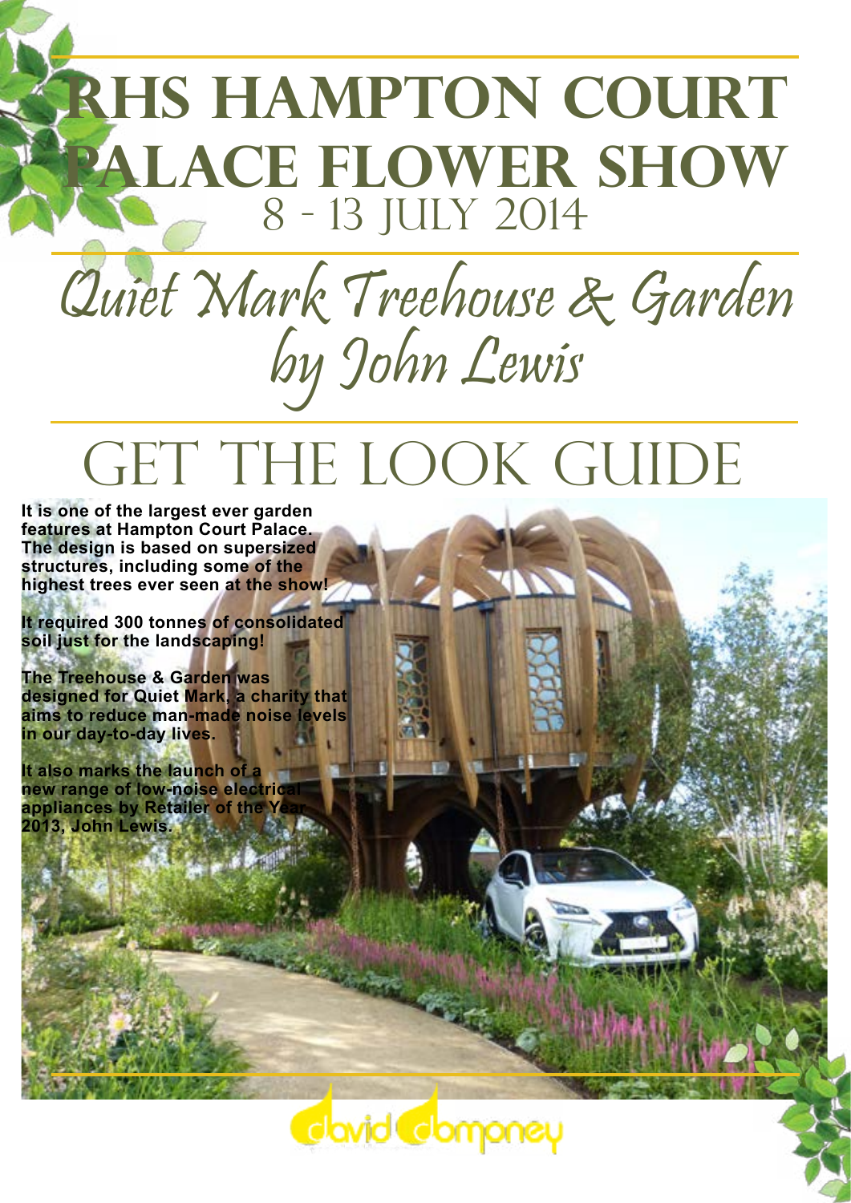# RHS Hampton Court Palace Flower Show

8 - 13 July 2014

## *Quiet Mark Treehouse & Garden by John Lewis*

# GET THE LOOK GUIDE

**It is one of the largest ever garden features at Hampton Court Palace. The design is based on supersized structures, including some of the highest trees ever seen at the show!**

**It required 300 tonnes of consolidated soil just for the landscaping!**

**The Treehouse & Garden was designed for Quiet Mark, a charity that aims to reduce man-made noise levels in our day-to-day lives.**

**It also marks the launch of a new range of low-noise electrical appliances by Retailer of the Year 2013, John Lewis.**

david domoney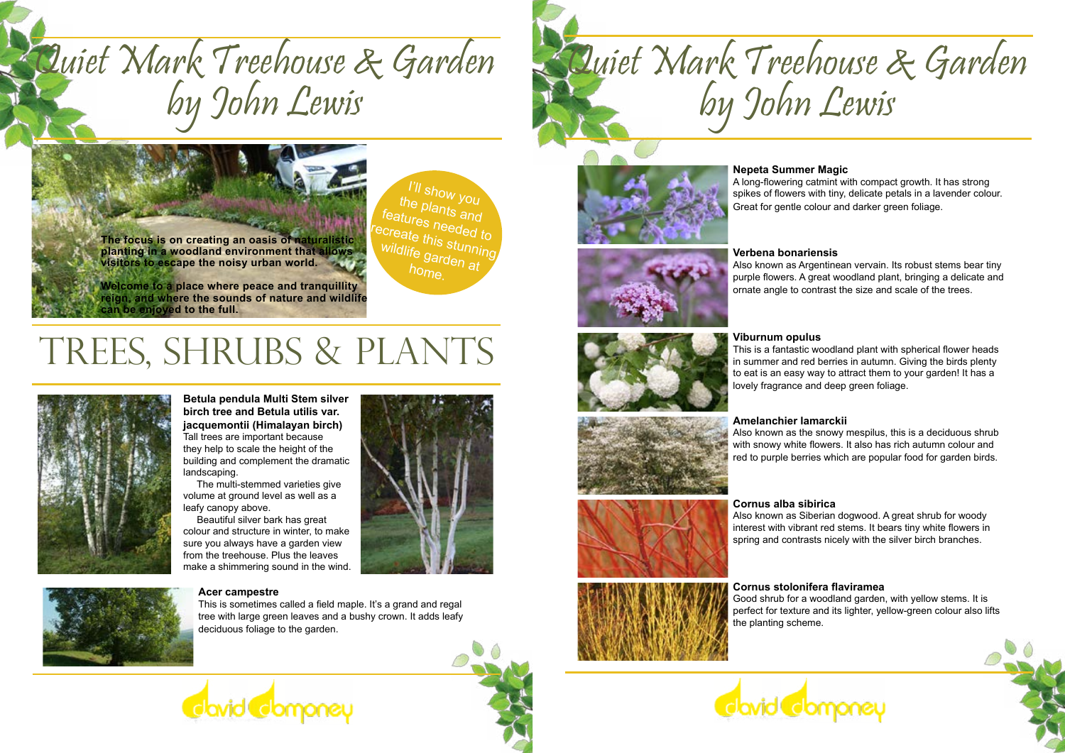# Quiet Mark Treehouse & Garden by John Lewis

**The focus is on creating an oasis of naturalistic planting in a woodland environment that allows visitors to escape the noisy urban world.**

**Welcome to a place where peace and tranquillity reign, and where the sounds of nature and wildlife can be enjoyed to the full.**

I'll show you the plants and features needed to recreate this stunning wildlife garden at home.

## TREES, SHRUBS & PLANTS

### Betula pendula Multi Stem silver birch tree and Betula utilis var. jacquemontii (Himalayan birch)

Tall trees are important because they help to scale the height of the building and complement the dramatic landscaping.

The multi-stemmed varieties give volume at ground level as well as a leafy canopy above.

Beautiful silver bark has great colour and structure in winter, to make sure you always have a garden view from the treehouse. Plus the leaves make a shimmering sound in the wind.

### Acer campestre

This is sometimes called a field maple. It's a grand and regal tree with large green leaves and a bushy crown. It adds leafy deciduous foliage to the garden.

# Quiet Mark Treehouse & Garden by John Lewis

### Nepeta Summer Magic

A long-flowering catmint with compact growth. It has strong spikes of flowers with tiny, delicate petals in a lavender colour. Great for gentle colour and darker green foliage.

### Verbena bonariensis

Also known as Argentinean vervain. Its robust stems bear tiny purple flowers. A great woodland plant, bringing a delicate and ornate angle to contrast the size and scale of the trees.

### Viburnum opulus

This is a fantastic woodland plant with spherical flower heads in summer and red berries in autumn. Giving the birds plenty to eat is an easy way to attract them to your garden! It has a lovely fragrance and deep green foliage.

### Amelanchier lamarckii

Also known as the snowy mespilus, this is a deciduous shrub with snowy white flowers. It also has rich autumn colour and red to purple berries which are popular food for garden birds.

### Cornus alba sibirica

Also known as Siberian dogwood. A great shrub for woody interest with vibrant red stems. It bears tiny white flowers in spring and contrasts nicely with the silver birch branches.

### Cornus stolonifera flaviramea

Good shrub for a woodland garden, with yellow stems. It is perfect for texture and its lighter, yellow-green colour also lifts the planting scheme.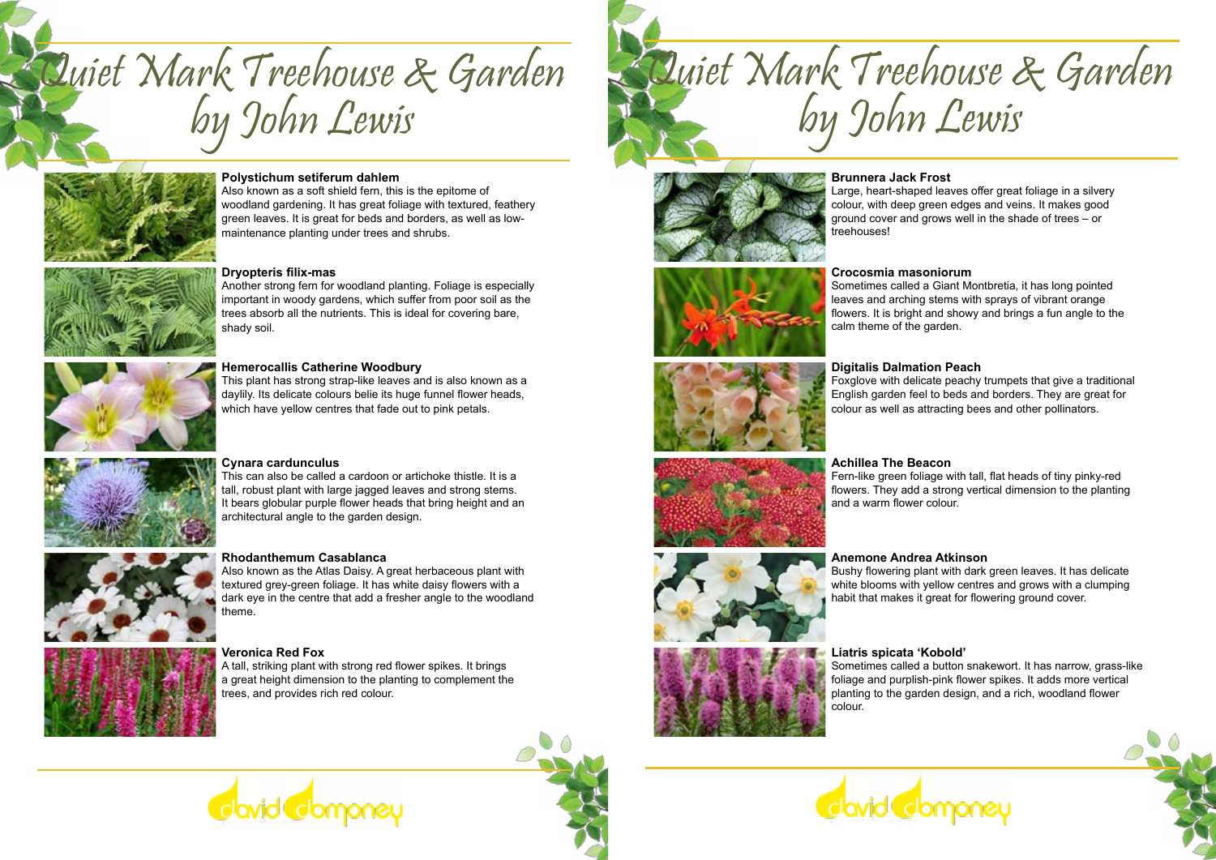# Quiet Mark Treehouse & Garden by John Lewis

**Polystichum setiferum dahlem**
Also known as a soft shield fern, this is the epitome of woodland gardening. It has great foliage with textured, feathery green leaves. It is great for beds and borders, as well as low-maintenance planting under trees and shrubs.

**Dryopteris filix-mas**
Another strong fern for woodland planting. Foliage is especially important in woody gardens, which suffer from poor soil as the trees absorb all the nutrients. This is ideal for covering bare, shady soil.

**Hemerocallis Catherine Woodbury**
This plant has strong strap-like leaves and is also known as a daylily. Its delicate colours belie its huge funnel flower heads, which have yellow centres that fade out to pink petals.

**Cynara cardunculus**
This can also be called a cardoon or artichoke thistle. It is a tall, robust plant with large jagged leaves and strong stems. It bears globular purple flower heads that bring height and an architectural angle to the garden design.

**Rhodanthemum Casablanca**
Also known as the Atlas Daisy. A great herbaceous plant with textured grey-green foliage. It has white daisy flowers with a dark eye in the centre that add a fresher angle to the woodland theme.

**Veronica Red Fox**
A tall, striking plant with strong red flower spikes. It brings a great height dimension to the planting to complement the trees, and provides rich red colour.

david domoney

# Quiet Mark Treehouse & Garden by John Lewis

**Brunnera Jack Frost**
Large, heart-shaped leaves offer great foliage in a silvery colour, with deep green edges and veins. It makes good ground cover and grows well in the shade of trees – or treehouses!

**Crocosmia masoniorum**
Sometimes called a Giant Montbretia, it has long pointed leaves and arching stems with sprays of vibrant orange flowers. It is bright and showy and brings a fun angle to the calm theme of the garden.

**Digitalis Dalmation Peach**
Foxglove with delicate peachy trumpets that give a traditional English garden feel to beds and borders. They are great for colour as well as attracting bees and other pollinators.

**Achillea The Beacon**
Fern-like green foliage with tall, flat heads of tiny pinky-red flowers. They add a strong vertical dimension to the planting and a warm flower colour.

**Anemone Andrea Atkinson**
Bushy flowering plant with dark green leaves. It has delicate white blooms with yellow centres and grows with a clumping habit that makes it great for flowering ground cover.

**Liatris spicata 'Kobold'**
Sometimes called a button snakewort. It has narrow, grass-like foliage and purplish-pink flower spikes. It adds more vertical planting to the garden design, and a rich, woodland flower colour.

david domoney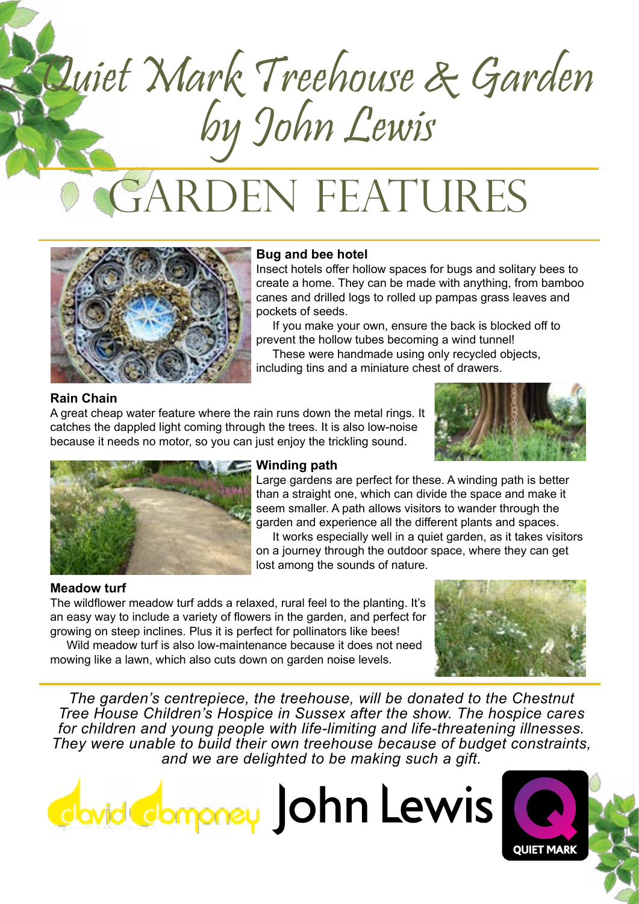# Quiet Mark Treehouse & Garden by John Lewis

## Garden Features

### Bug and bee hotel

Insect hotels offer hollow spaces for bugs and solitary bees to create a home. They can be made with anything, from bamboo canes and drilled logs to rolled up pampas grass leaves and pockets of seeds.

If you make your own, ensure the back is blocked off to prevent the hollow tubes becoming a wind tunnel!

These were handmade using only recycled objects, including tins and a miniature chest of drawers.

### Rain Chain

A great cheap water feature where the rain runs down the metal rings. It catches the dappled light coming through the trees. It is also low-noise because it needs no motor, so you can just enjoy the trickling sound.

### Winding path

Large gardens are perfect for these. A winding path is better than a straight one, which can divide the space and make it seem smaller. A path allows visitors to wander through the garden and experience all the different plants and spaces.

It works especially well in a quiet garden, as it takes visitors on a journey through the outdoor space, where they can get lost among the sounds of nature.

### Meadow turf

The wildflower meadow turf adds a relaxed, rural feel to the planting. It's an easy way to include a variety of flowers in the garden, and perfect for growing on steep inclines. Plus it is perfect for pollinators like bees!

Wild meadow turf is also low-maintenance because it does not need mowing like a lawn, which also cuts down on garden noise levels.

*The garden's centrepiece, the treehouse, will be donated to the Chestnut Tree House Children's Hospice in Sussex after the show. The hospice cares for children and young people with life-limiting and life-threatening illnesses. They were unable to build their own treehouse because of budget constraints, and we are delighted to be making such a gift.*

david domoney John Lewis QUIET MARK